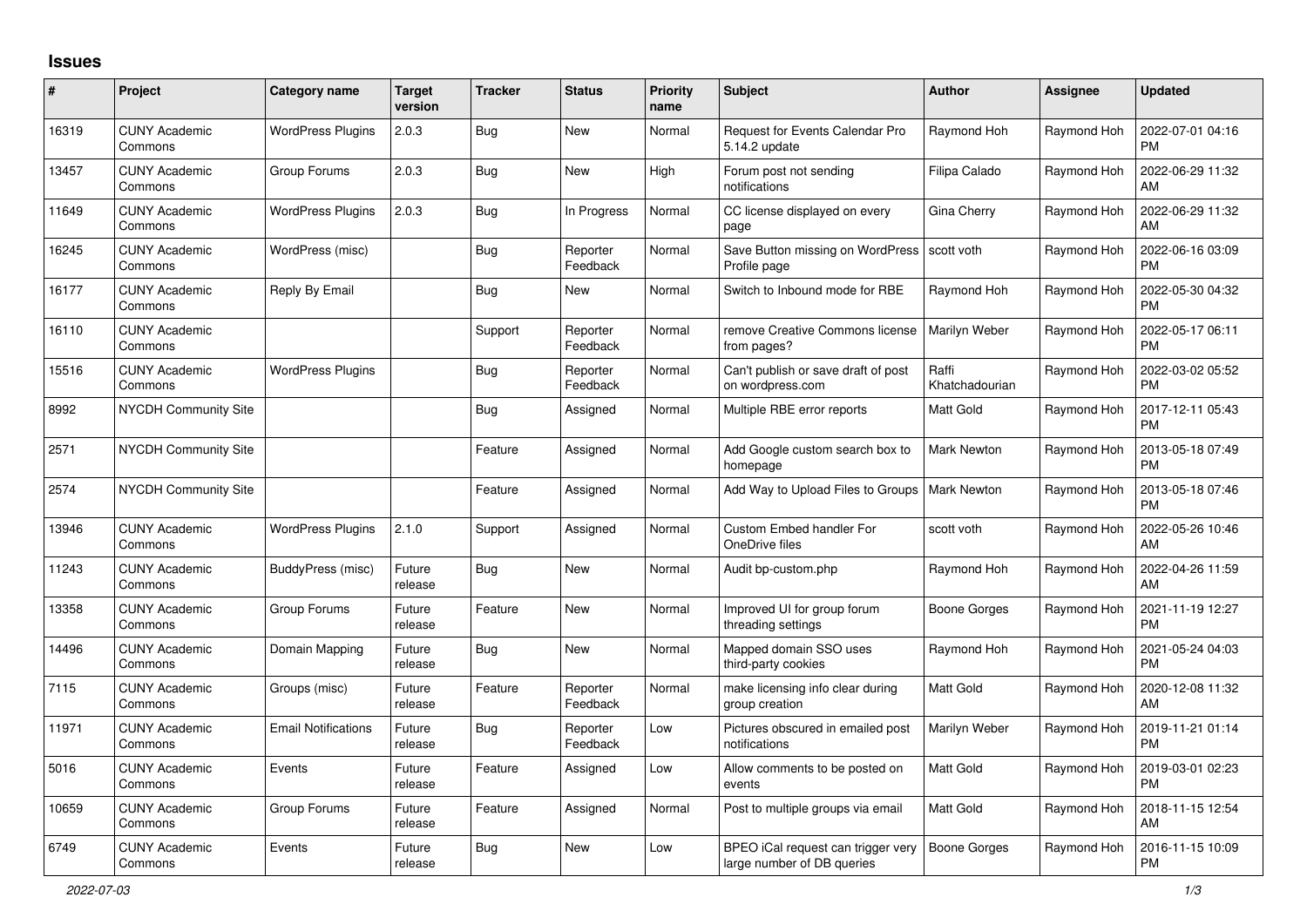# Issues

| # | Project | Category name | Target version | Tracker | Status | Priority name | Subject | Author | Assignee | Updated |
|---|---|---|---|---|---|---|---|---|---|---|
| 16319 | CUNY Academic Commons | WordPress Plugins | 2.0.3 | Bug | New | Normal | Request for Events Calendar Pro 5.14.2 update | Raymond Hoh | Raymond Hoh | 2022-07-01 04:16 PM |
| 13457 | CUNY Academic Commons | Group Forums | 2.0.3 | Bug | New | High | Forum post not sending notifications | Filipa Calado | Raymond Hoh | 2022-06-29 11:32 AM |
| 11649 | CUNY Academic Commons | WordPress Plugins | 2.0.3 | Bug | In Progress | Normal | CC license displayed on every page | Gina Cherry | Raymond Hoh | 2022-06-29 11:32 AM |
| 16245 | CUNY Academic Commons | WordPress (misc) | | Bug | Reporter Feedback | Normal | Save Button missing on WordPress Profile page | scott voth | Raymond Hoh | 2022-06-16 03:09 PM |
| 16177 | CUNY Academic Commons | Reply By Email | | Bug | New | Normal | Switch to Inbound mode for RBE | Raymond Hoh | Raymond Hoh | 2022-05-30 04:32 PM |
| 16110 | CUNY Academic Commons | | | Support | Reporter Feedback | Normal | remove Creative Commons license from pages? | Marilyn Weber | Raymond Hoh | 2022-05-17 06:11 PM |
| 15516 | CUNY Academic Commons | WordPress Plugins | | Bug | Reporter Feedback | Normal | Can't publish or save draft of post on wordpress.com | Raffi Khatchadourian | Raymond Hoh | 2022-03-02 05:52 PM |
| 8992 | NYCDH Community Site | | | Bug | Assigned | Normal | Multiple RBE error reports | Matt Gold | Raymond Hoh | 2017-12-11 05:43 PM |
| 2571 | NYCDH Community Site | | | Feature | Assigned | Normal | Add Google custom search box to homepage | Mark Newton | Raymond Hoh | 2013-05-18 07:49 PM |
| 2574 | NYCDH Community Site | | | Feature | Assigned | Normal | Add Way to Upload Files to Groups | Mark Newton | Raymond Hoh | 2013-05-18 07:46 PM |
| 13946 | CUNY Academic Commons | WordPress Plugins | 2.1.0 | Support | Assigned | Normal | Custom Embed handler For OneDrive files | scott voth | Raymond Hoh | 2022-05-26 10:46 AM |
| 11243 | CUNY Academic Commons | BuddyPress (misc) | Future release | Bug | New | Normal | Audit bp-custom.php | Raymond Hoh | Raymond Hoh | 2022-04-26 11:59 AM |
| 13358 | CUNY Academic Commons | Group Forums | Future release | Feature | New | Normal | Improved UI for group forum threading settings | Boone Gorges | Raymond Hoh | 2021-11-19 12:27 PM |
| 14496 | CUNY Academic Commons | Domain Mapping | Future release | Bug | New | Normal | Mapped domain SSO uses third-party cookies | Raymond Hoh | Raymond Hoh | 2021-05-24 04:03 PM |
| 7115 | CUNY Academic Commons | Groups (misc) | Future release | Feature | Reporter Feedback | Normal | make licensing info clear during group creation | Matt Gold | Raymond Hoh | 2020-12-08 11:32 AM |
| 11971 | CUNY Academic Commons | Email Notifications | Future release | Bug | Reporter Feedback | Low | Pictures obscured in emailed post notifications | Marilyn Weber | Raymond Hoh | 2019-11-21 01:14 PM |
| 5016 | CUNY Academic Commons | Events | Future release | Feature | Assigned | Low | Allow comments to be posted on events | Matt Gold | Raymond Hoh | 2019-03-01 02:23 PM |
| 10659 | CUNY Academic Commons | Group Forums | Future release | Feature | Assigned | Normal | Post to multiple groups via email | Matt Gold | Raymond Hoh | 2018-11-15 12:54 AM |
| 6749 | CUNY Academic Commons | Events | Future release | Bug | New | Low | BPEO iCal request can trigger very large number of DB queries | Boone Gorges | Raymond Hoh | 2016-11-15 10:09 PM |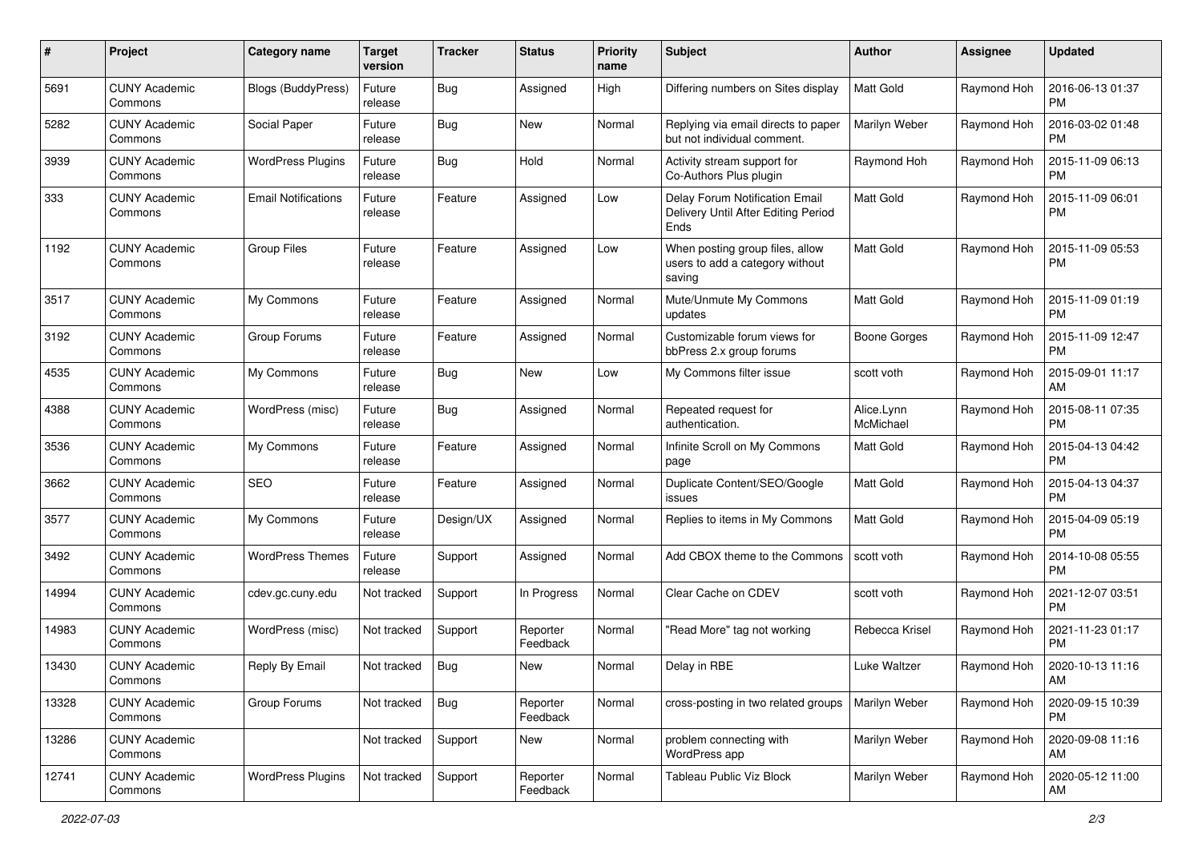| # | Project | Category name | Target version | Tracker | Status | Priority name | Subject | Author | Assignee | Updated |
|---|---|---|---|---|---|---|---|---|---|---|
| 5691 | CUNY Academic Commons | Blogs (BuddyPress) | Future release | Bug | Assigned | High | Differing numbers on Sites display | Matt Gold | Raymond Hoh | 2016-06-13 01:37 PM |
| 5282 | CUNY Academic Commons | Social Paper | Future release | Bug | New | Normal | Replying via email directs to paper but not individual comment. | Marilyn Weber | Raymond Hoh | 2016-03-02 01:48 PM |
| 3939 | CUNY Academic Commons | WordPress Plugins | Future release | Bug | Hold | Normal | Activity stream support for Co-Authors Plus plugin | Raymond Hoh | Raymond Hoh | 2015-11-09 06:13 PM |
| 333 | CUNY Academic Commons | Email Notifications | Future release | Feature | Assigned | Low | Delay Forum Notification Email Delivery Until After Editing Period Ends | Matt Gold | Raymond Hoh | 2015-11-09 06:01 PM |
| 1192 | CUNY Academic Commons | Group Files | Future release | Feature | Assigned | Low | When posting group files, allow users to add a category without saving | Matt Gold | Raymond Hoh | 2015-11-09 05:53 PM |
| 3517 | CUNY Academic Commons | My Commons | Future release | Feature | Assigned | Normal | Mute/Unmute My Commons updates | Matt Gold | Raymond Hoh | 2015-11-09 01:19 PM |
| 3192 | CUNY Academic Commons | Group Forums | Future release | Feature | Assigned | Normal | Customizable forum views for bbPress 2.x group forums | Boone Gorges | Raymond Hoh | 2015-11-09 12:47 PM |
| 4535 | CUNY Academic Commons | My Commons | Future release | Bug | New | Low | My Commons filter issue | scott voth | Raymond Hoh | 2015-09-01 11:17 AM |
| 4388 | CUNY Academic Commons | WordPress (misc) | Future release | Bug | Assigned | Normal | Repeated request for authentication. | Alice.Lynn McMichael | Raymond Hoh | 2015-08-11 07:35 PM |
| 3536 | CUNY Academic Commons | My Commons | Future release | Feature | Assigned | Normal | Infinite Scroll on My Commons page | Matt Gold | Raymond Hoh | 2015-04-13 04:42 PM |
| 3662 | CUNY Academic Commons | SEO | Future release | Feature | Assigned | Normal | Duplicate Content/SEO/Google issues | Matt Gold | Raymond Hoh | 2015-04-13 04:37 PM |
| 3577 | CUNY Academic Commons | My Commons | Future release | Design/UX | Assigned | Normal | Replies to items in My Commons | Matt Gold | Raymond Hoh | 2015-04-09 05:19 PM |
| 3492 | CUNY Academic Commons | WordPress Themes | Future release | Support | Assigned | Normal | Add CBOX theme to the Commons | scott voth | Raymond Hoh | 2014-10-08 05:55 PM |
| 14994 | CUNY Academic Commons | cdev.gc.cuny.edu | Not tracked | Support | In Progress | Normal | Clear Cache on CDEV | scott voth | Raymond Hoh | 2021-12-07 03:51 PM |
| 14983 | CUNY Academic Commons | WordPress (misc) | Not tracked | Support | Reporter Feedback | Normal | "Read More" tag not working | Rebecca Krisel | Raymond Hoh | 2021-11-23 01:17 PM |
| 13430 | CUNY Academic Commons | Reply By Email | Not tracked | Bug | New | Normal | Delay in RBE | Luke Waltzer | Raymond Hoh | 2020-10-13 11:16 AM |
| 13328 | CUNY Academic Commons | Group Forums | Not tracked | Bug | Reporter Feedback | Normal | cross-posting in two related groups | Marilyn Weber | Raymond Hoh | 2020-09-15 10:39 PM |
| 13286 | CUNY Academic Commons | | Not tracked | Support | New | Normal | problem connecting with WordPress app | Marilyn Weber | Raymond Hoh | 2020-09-08 11:16 AM |
| 12741 | CUNY Academic Commons | WordPress Plugins | Not tracked | Support | Reporter Feedback | Normal | Tableau Public Viz Block | Marilyn Weber | Raymond Hoh | 2020-05-12 11:00 AM |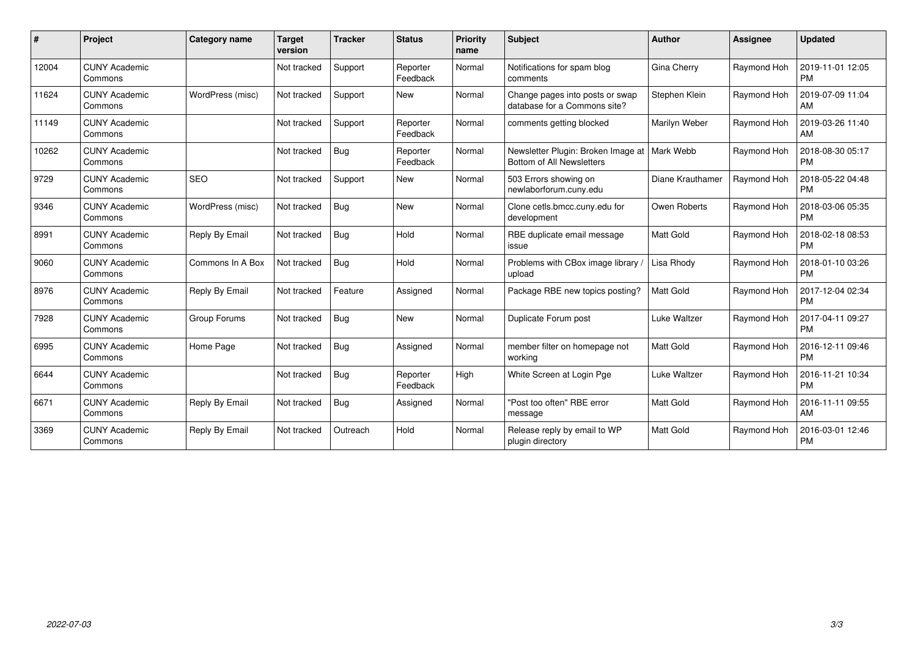| # | Project | Category name | Target version | Tracker | Status | Priority name | Subject | Author | Assignee | Updated |
|---|---|---|---|---|---|---|---|---|---|---|
| 12004 | CUNY Academic Commons | | Not tracked | Support | Reporter Feedback | Normal | Notifications for spam blog comments | Gina Cherry | Raymond Hoh | 2019-11-01 12:05 PM |
| 11624 | CUNY Academic Commons | WordPress (misc) | Not tracked | Support | New | Normal | Change pages into posts or swap database for a Commons site? | Stephen Klein | Raymond Hoh | 2019-07-09 11:04 AM |
| 11149 | CUNY Academic Commons | | Not tracked | Support | Reporter Feedback | Normal | comments getting blocked | Marilyn Weber | Raymond Hoh | 2019-03-26 11:40 AM |
| 10262 | CUNY Academic Commons | | Not tracked | Bug | Reporter Feedback | Normal | Newsletter Plugin: Broken Image at Bottom of All Newsletters | Mark Webb | Raymond Hoh | 2018-08-30 05:17 PM |
| 9729 | CUNY Academic Commons | SEO | Not tracked | Support | New | Normal | 503 Errors showing on newlaborforum.cuny.edu | Diane Krauthamer | Raymond Hoh | 2018-05-22 04:48 PM |
| 9346 | CUNY Academic Commons | WordPress (misc) | Not tracked | Bug | New | Normal | Clone cetls.bmcc.cuny.edu for development | Owen Roberts | Raymond Hoh | 2018-03-06 05:35 PM |
| 8991 | CUNY Academic Commons | Reply By Email | Not tracked | Bug | Hold | Normal | RBE duplicate email message issue | Matt Gold | Raymond Hoh | 2018-02-18 08:53 PM |
| 9060 | CUNY Academic Commons | Commons In A Box | Not tracked | Bug | Hold | Normal | Problems with CBox image library / upload | Lisa Rhody | Raymond Hoh | 2018-01-10 03:26 PM |
| 8976 | CUNY Academic Commons | Reply By Email | Not tracked | Feature | Assigned | Normal | Package RBE new topics posting? | Matt Gold | Raymond Hoh | 2017-12-04 02:34 PM |
| 7928 | CUNY Academic Commons | Group Forums | Not tracked | Bug | New | Normal | Duplicate Forum post | Luke Waltzer | Raymond Hoh | 2017-04-11 09:27 PM |
| 6995 | CUNY Academic Commons | Home Page | Not tracked | Bug | Assigned | Normal | member filter on homepage not working | Matt Gold | Raymond Hoh | 2016-12-11 09:46 PM |
| 6644 | CUNY Academic Commons | | Not tracked | Bug | Reporter Feedback | High | White Screen at Login Pge | Luke Waltzer | Raymond Hoh | 2016-11-21 10:34 PM |
| 6671 | CUNY Academic Commons | Reply By Email | Not tracked | Bug | Assigned | Normal | "Post too often" RBE error message | Matt Gold | Raymond Hoh | 2016-11-11 09:55 AM |
| 3369 | CUNY Academic Commons | Reply By Email | Not tracked | Outreach | Hold | Normal | Release reply by email to WP plugin directory | Matt Gold | Raymond Hoh | 2016-03-01 12:46 PM |